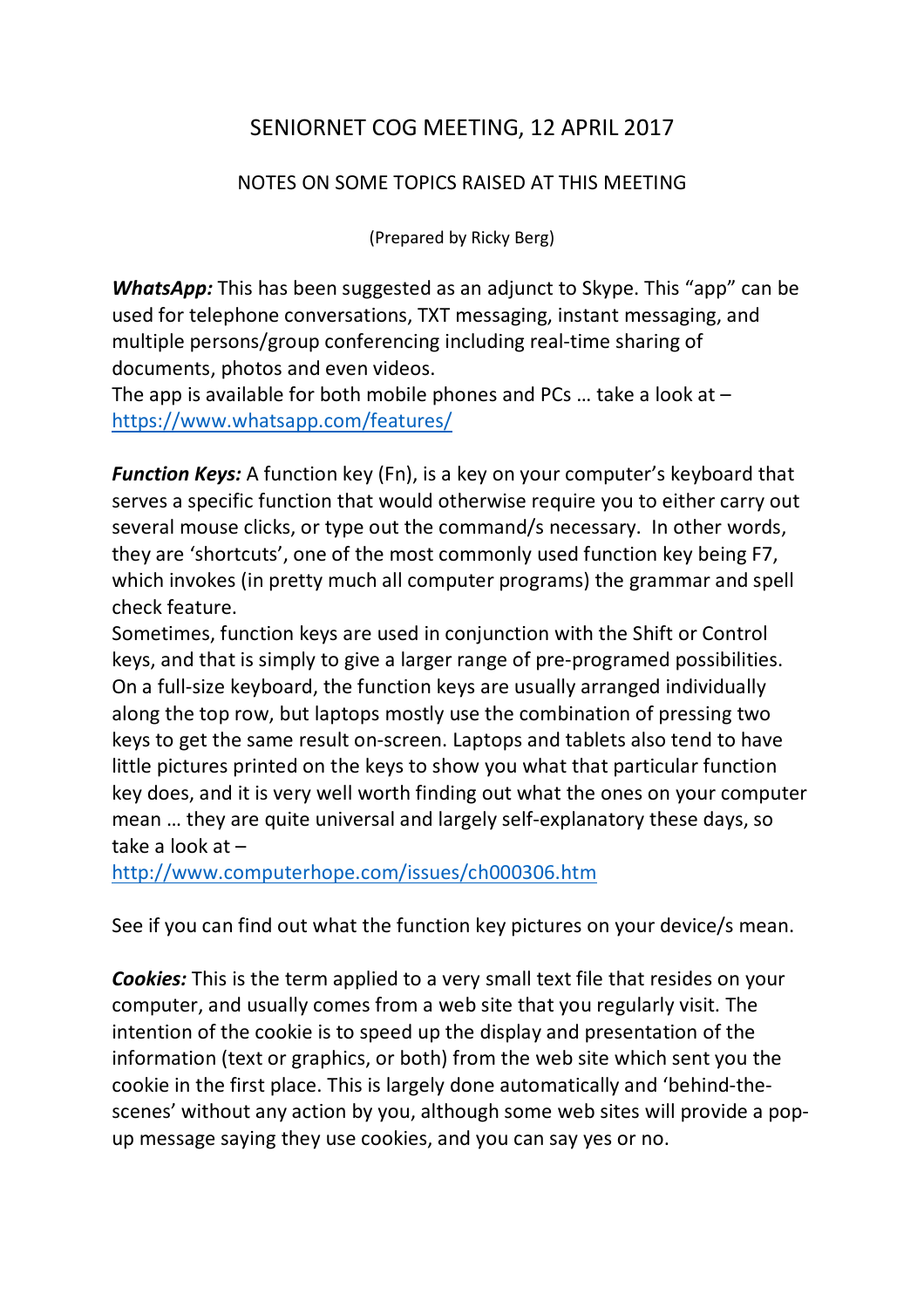# SENIORNET COG MEETING, 12 APRIL 2017

## NOTES ON SOME TOPICS RAISED AT THIS MEETING

(Prepared by Ricky Berg)

***WhatsApp:*** This has been suggested as an adjunct to Skype. This "app" can be used for telephone conversations, TXT messaging, instant messaging, and multiple persons/group conferencing including real-time sharing of documents, photos and even videos.
The app is available for both mobile phones and PCs … take a look at – https://www.whatsapp.com/features/

***Function Keys:*** A function key (Fn), is a key on your computer's keyboard that serves a specific function that would otherwise require you to either carry out several mouse clicks, or type out the command/s necessary. In other words, they are 'shortcuts', one of the most commonly used function key being F7, which invokes (in pretty much all computer programs) the grammar and spell check feature.
Sometimes, function keys are used in conjunction with the Shift or Control keys, and that is simply to give a larger range of pre-programed possibilities. On a full-size keyboard, the function keys are usually arranged individually along the top row, but laptops mostly use the combination of pressing two keys to get the same result on-screen. Laptops and tablets also tend to have little pictures printed on the keys to show you what that particular function key does, and it is very well worth finding out what the ones on your computer mean … they are quite universal and largely self-explanatory these days, so take a look at –
http://www.computerhope.com/issues/ch000306.htm

See if you can find out what the function key pictures on your device/s mean.

***Cookies:*** This is the term applied to a very small text file that resides on your computer, and usually comes from a web site that you regularly visit. The intention of the cookie is to speed up the display and presentation of the information (text or graphics, or both) from the web site which sent you the cookie in the first place. This is largely done automatically and 'behind-the-scenes' without any action by you, although some web sites will provide a pop-up message saying they use cookies, and you can say yes or no.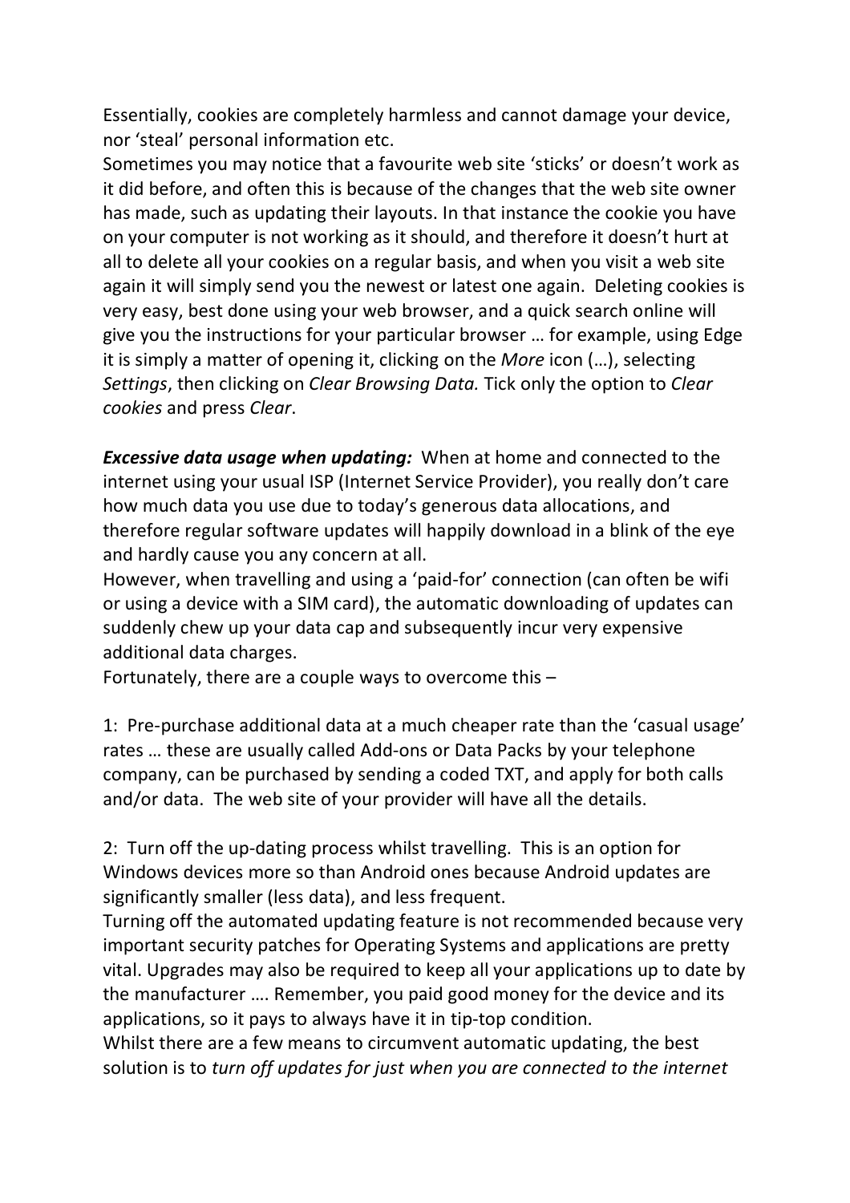Essentially, cookies are completely harmless and cannot damage your device, nor 'steal' personal information etc.
Sometimes you may notice that a favourite web site 'sticks' or doesn't work as it did before, and often this is because of the changes that the web site owner has made, such as updating their layouts. In that instance the cookie you have on your computer is not working as it should, and therefore it doesn't hurt at all to delete all your cookies on a regular basis, and when you visit a web site again it will simply send you the newest or latest one again. Deleting cookies is very easy, best done using your web browser, and a quick search online will give you the instructions for your particular browser … for example, using Edge it is simply a matter of opening it, clicking on the *More* icon (…), selecting *Settings*, then clicking on *Clear Browsing Data.* Tick only the option to *Clear cookies* and press *Clear*.

***Excessive data usage when updating:*** When at home and connected to the internet using your usual ISP (Internet Service Provider), you really don't care how much data you use due to today's generous data allocations, and therefore regular software updates will happily download in a blink of the eye and hardly cause you any concern at all.
However, when travelling and using a 'paid-for' connection (can often be wifi or using a device with a SIM card), the automatic downloading of updates can suddenly chew up your data cap and subsequently incur very expensive additional data charges.
Fortunately, there are a couple ways to overcome this –

1: Pre-purchase additional data at a much cheaper rate than the 'casual usage' rates … these are usually called Add-ons or Data Packs by your telephone company, can be purchased by sending a coded TXT, and apply for both calls and/or data. The web site of your provider will have all the details.

2: Turn off the up-dating process whilst travelling. This is an option for Windows devices more so than Android ones because Android updates are significantly smaller (less data), and less frequent.
Turning off the automated updating feature is not recommended because very important security patches for Operating Systems and applications are pretty vital. Upgrades may also be required to keep all your applications up to date by the manufacturer …. Remember, you paid good money for the device and its applications, so it pays to always have it in tip-top condition.
Whilst there are a few means to circumvent automatic updating, the best solution is to *turn off updates for just when you are connected to the internet*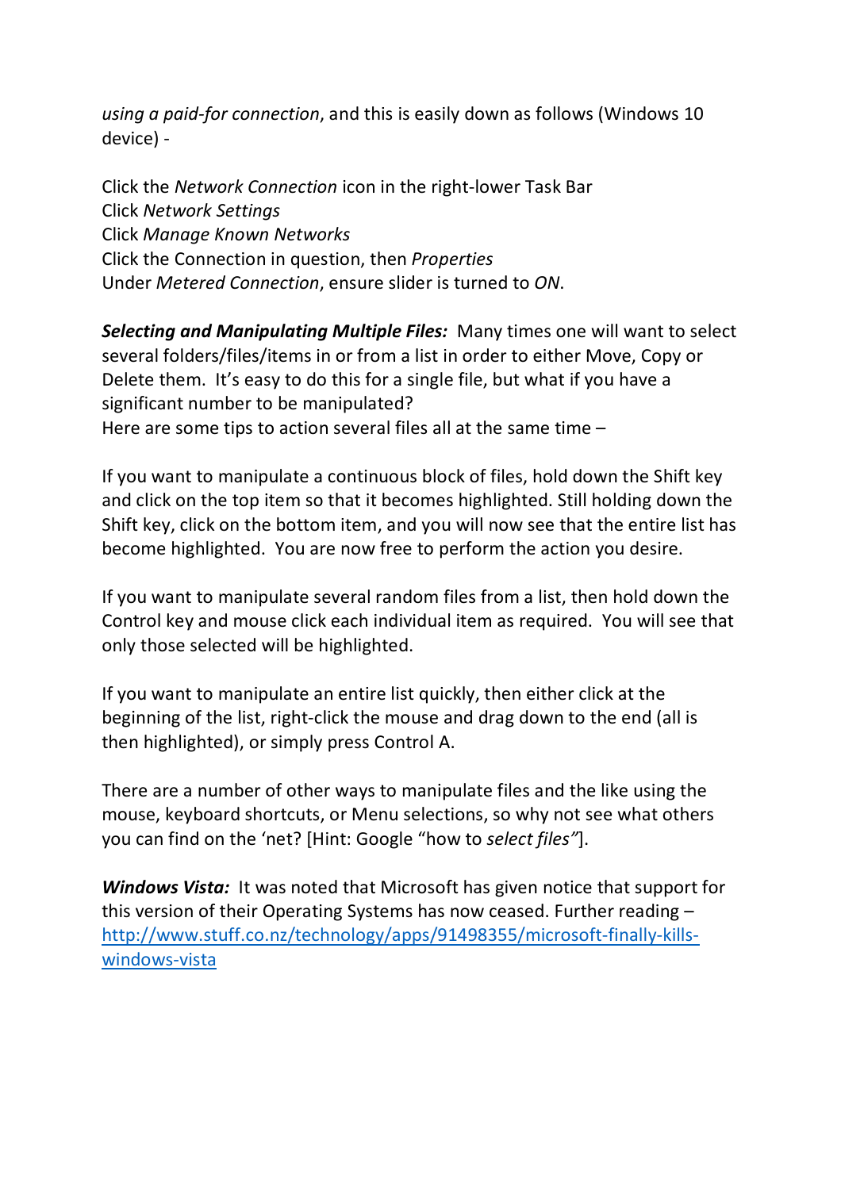*using a paid-for connection*, and this is easily down as follows (Windows 10 device) -

Click the *Network Connection* icon in the right-lower Task Bar
Click *Network Settings*
Click *Manage Known Networks*
Click the Connection in question, then *Properties*
Under *Metered Connection*, ensure slider is turned to *ON*.

***Selecting and Manipulating Multiple Files:*** Many times one will want to select several folders/files/items in or from a list in order to either Move, Copy or Delete them. It's easy to do this for a single file, but what if you have a significant number to be manipulated?
Here are some tips to action several files all at the same time –

If you want to manipulate a continuous block of files, hold down the Shift key and click on the top item so that it becomes highlighted. Still holding down the Shift key, click on the bottom item, and you will now see that the entire list has become highlighted. You are now free to perform the action you desire.

If you want to manipulate several random files from a list, then hold down the Control key and mouse click each individual item as required. You will see that only those selected will be highlighted.

If you want to manipulate an entire list quickly, then either click at the beginning of the list, right-click the mouse and drag down to the end (all is then highlighted), or simply press Control A.

There are a number of other ways to manipulate files and the like using the mouse, keyboard shortcuts, or Menu selections, so why not see what others you can find on the 'net? [Hint: Google "how to *select files"*].

***Windows Vista:*** It was noted that Microsoft has given notice that support for this version of their Operating Systems has now ceased. Further reading – [http://www.stuff.co.nz/technology/apps/91498355/microsoft-finally-kills-windows-vista](http://www.stuff.co.nz/technology/apps/91498355/microsoft-finally-kills-windows-vista)